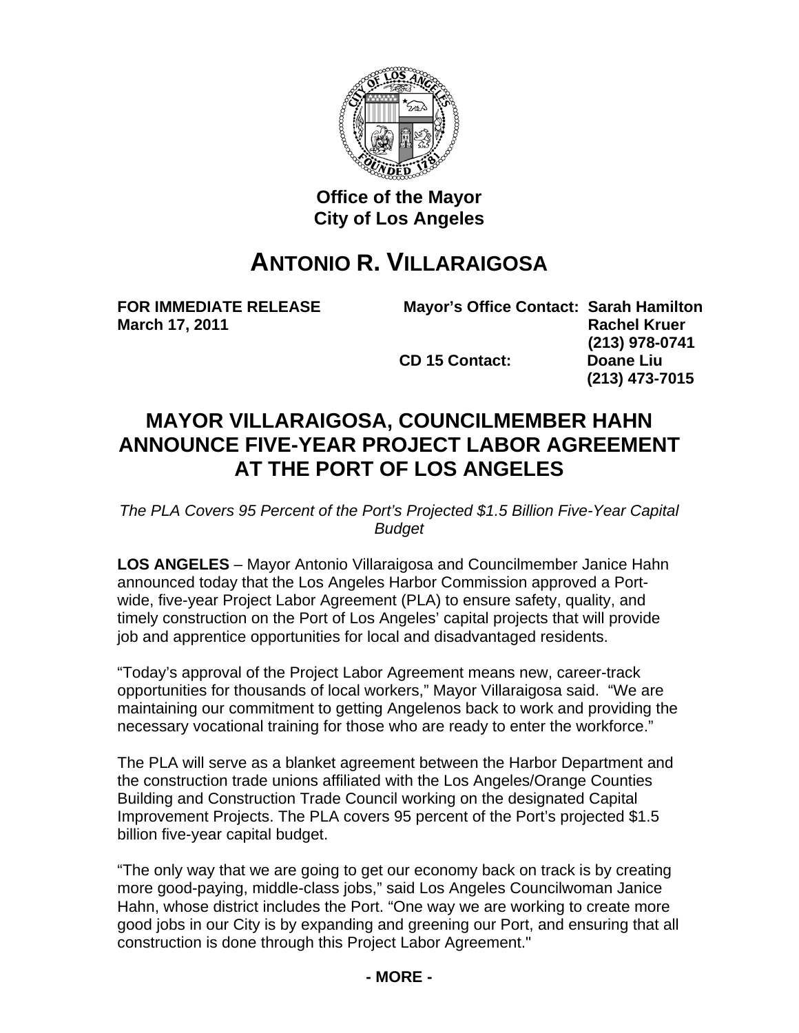**Office of the Mayor**
**City of Los Angeles**

# ANTONIO R. VILLARAIGOSA

**FOR IMMEDIATE RELEASE**
**March 17, 2011**

**Mayor's Office Contact: Sarah Hamilton**
**Rachel Kruer**
**(213) 978-0741**
**CD 15 Contact: Doane Liu**
**(213) 473-7015**

## MAYOR VILLARAIGOSA, COUNCILMEMBER HAHN ANNOUNCE FIVE-YEAR PROJECT LABOR AGREEMENT AT THE PORT OF LOS ANGELES

*The PLA Covers 95 Percent of the Port's Projected $1.5 Billion Five-Year Capital Budget*

**LOS ANGELES** – Mayor Antonio Villaraigosa and Councilmember Janice Hahn announced today that the Los Angeles Harbor Commission approved a Port-wide, five-year Project Labor Agreement (PLA) to ensure safety, quality, and timely construction on the Port of Los Angeles' capital projects that will provide job and apprentice opportunities for local and disadvantaged residents.

"Today's approval of the Project Labor Agreement means new, career-track opportunities for thousands of local workers," Mayor Villaraigosa said. "We are maintaining our commitment to getting Angelenos back to work and providing the necessary vocational training for those who are ready to enter the workforce."

The PLA will serve as a blanket agreement between the Harbor Department and the construction trade unions affiliated with the Los Angeles/Orange Counties Building and Construction Trade Council working on the designated Capital Improvement Projects. The PLA covers 95 percent of the Port's projected $1.5 billion five-year capital budget.

"The only way that we are going to get our economy back on track is by creating more good-paying, middle-class jobs," said Los Angeles Councilwoman Janice Hahn, whose district includes the Port. "One way we are working to create more good jobs in our City is by expanding and greening our Port, and ensuring that all construction is done through this Project Labor Agreement."

**- MORE -**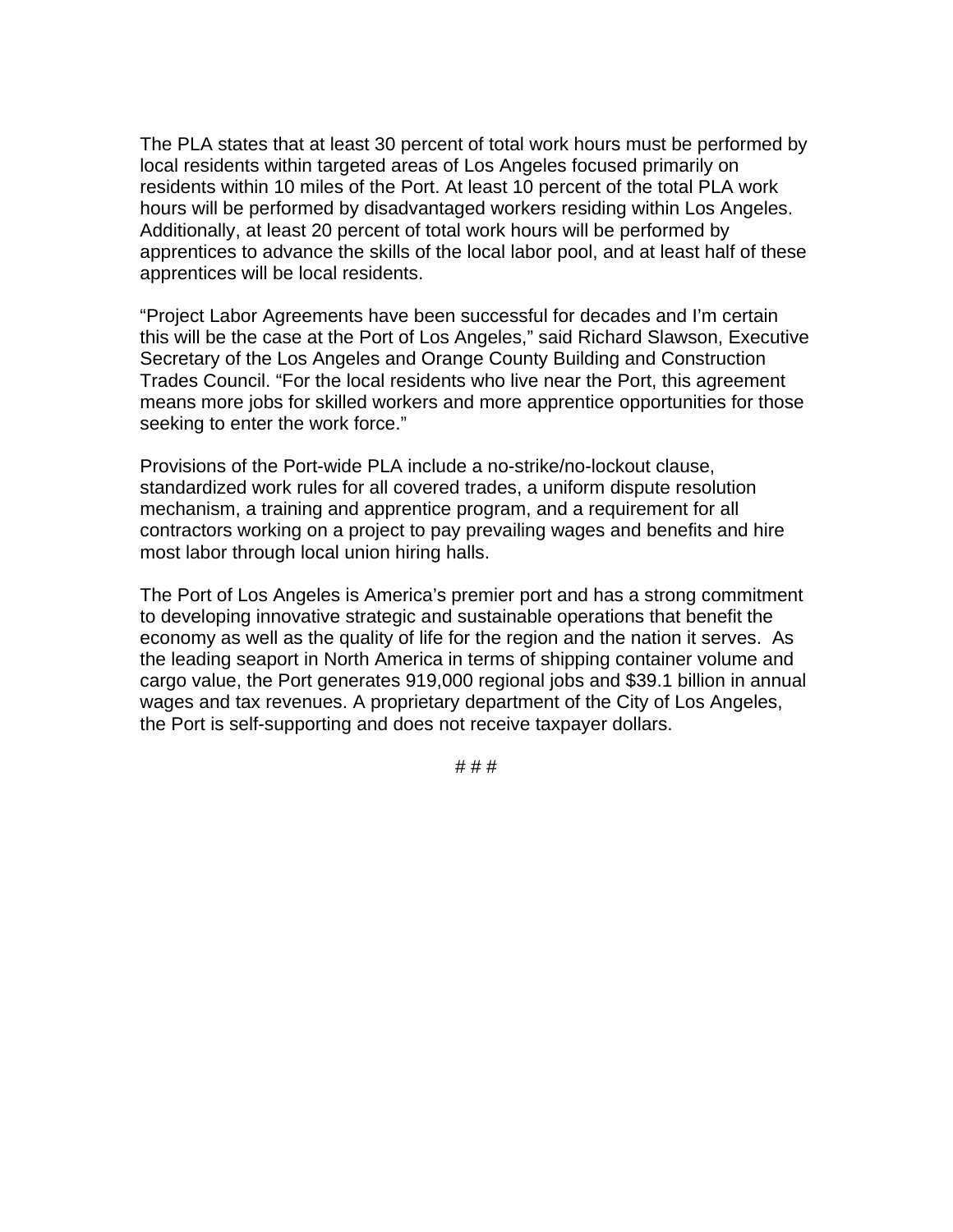The PLA states that at least 30 percent of total work hours must be performed by local residents within targeted areas of Los Angeles focused primarily on residents within 10 miles of the Port. At least 10 percent of the total PLA work hours will be performed by disadvantaged workers residing within Los Angeles. Additionally, at least 20 percent of total work hours will be performed by apprentices to advance the skills of the local labor pool, and at least half of these apprentices will be local residents.

“Project Labor Agreements have been successful for decades and I’m certain this will be the case at the Port of Los Angeles,” said Richard Slawson, Executive Secretary of the Los Angeles and Orange County Building and Construction Trades Council. “For the local residents who live near the Port, this agreement means more jobs for skilled workers and more apprentice opportunities for those seeking to enter the work force.”

Provisions of the Port-wide PLA include a no-strike/no-lockout clause, standardized work rules for all covered trades, a uniform dispute resolution mechanism, a training and apprentice program, and a requirement for all contractors working on a project to pay prevailing wages and benefits and hire most labor through local union hiring halls.

The Port of Los Angeles is America’s premier port and has a strong commitment to developing innovative strategic and sustainable operations that benefit the economy as well as the quality of life for the region and the nation it serves. As the leading seaport in North America in terms of shipping container volume and cargo value, the Port generates 919,000 regional jobs and $39.1 billion in annual wages and tax revenues. A proprietary department of the City of Los Angeles, the Port is self-supporting and does not receive taxpayer dollars.

# # #